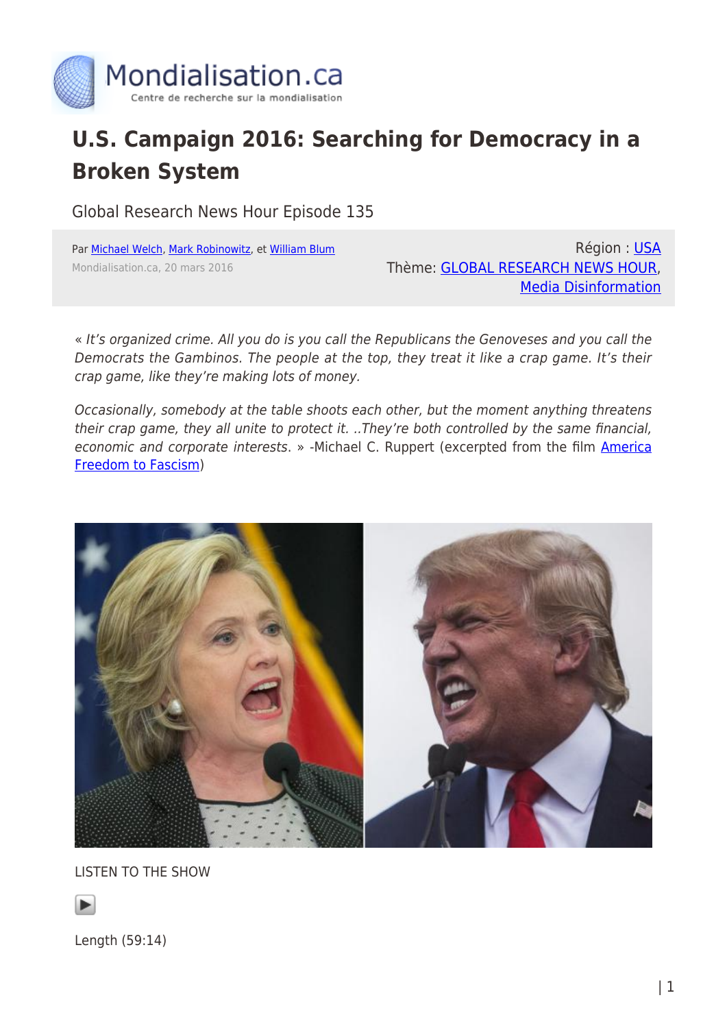Mondialisation.ca

Centre de recherche sur la mondialisation

# U.S. Campaign 2016: Searching for Democracy in a Broken System

Global Research News Hour Episode 135

Par Michael Welch, Mark Robinowitz, et William Blum

Mondialisation.ca, 20 mars 2016

Région : USA

Thème: GLOBAL RESEARCH NEWS HOUR, Media Disinformation

« *It's organized crime. All you do is you call the Republicans the Genoveses and you call the Democrats the Gambinos. The people at the top, they treat it like a crap game. It's their crap game, like they're making lots of money.*

*Occasionally, somebody at the table shoots each other, but the moment anything threatens their crap game, they all unite to protect it. ..They're both controlled by the same financial, economic and corporate interests.* » -Michael C. Ruppert (excerpted from the film America Freedom to Fascism)

LISTEN TO THE SHOW

Length (59:14)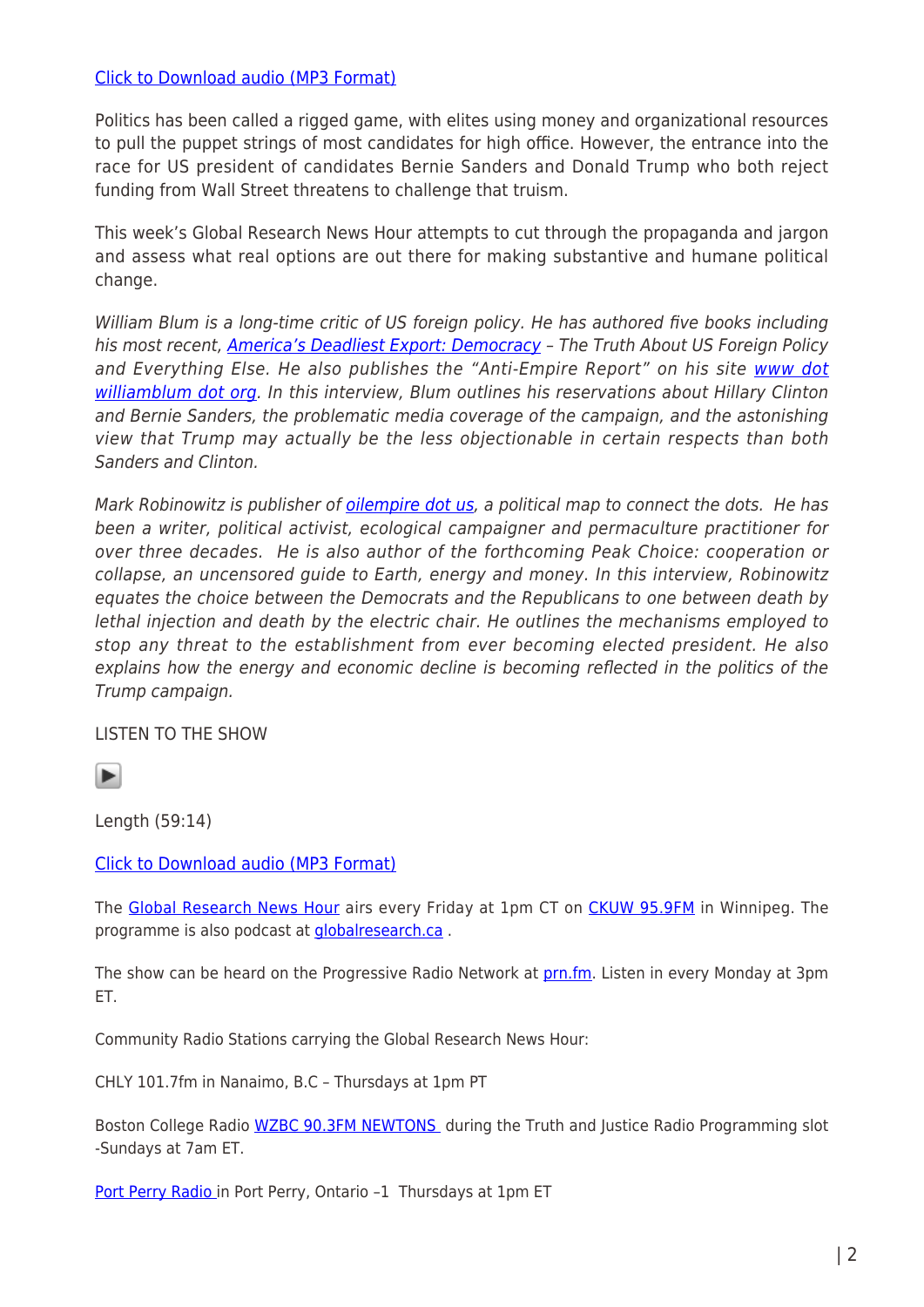Click to Download audio (MP3 Format)

Politics has been called a rigged game, with elites using money and organizational resources to pull the puppet strings of most candidates for high office. However, the entrance into the race for US president of candidates Bernie Sanders and Donald Trump who both reject funding from Wall Street threatens to challenge that truism.

This week's Global Research News Hour attempts to cut through the propaganda and jargon and assess what real options are out there for making substantive and humane political change.

*William Blum is a long-time critic of US foreign policy. He has authored five books including his most recent, America's Deadliest Export: Democracy – The Truth About US Foreign Policy and Everything Else. He also publishes the "Anti-Empire Report" on his site www dot williamblum dot org. In this interview, Blum outlines his reservations about Hillary Clinton and Bernie Sanders, the problematic media coverage of the campaign, and the astonishing view that Trump may actually be the less objectionable in certain respects than both Sanders and Clinton.*

*Mark Robinowitz is publisher of oilempire dot us, a political map to connect the dots. He has been a writer, political activist, ecological campaigner and permaculture practitioner for over three decades. He is also author of the forthcoming Peak Choice: cooperation or collapse, an uncensored guide to Earth, energy and money. In this interview, Robinowitz equates the choice between the Democrats and the Republicans to one between death by lethal injection and death by the electric chair. He outlines the mechanisms employed to stop any threat to the establishment from ever becoming elected president. He also explains how the energy and economic decline is becoming reflected in the politics of the Trump campaign.*

LISTEN TO THE SHOW

Length (59:14)

Click to Download audio (MP3 Format)

The Global Research News Hour airs every Friday at 1pm CT on CKUW 95.9FM in Winnipeg. The programme is also podcast at globalresearch.ca .

The show can be heard on the Progressive Radio Network at prn.fm. Listen in every Monday at 3pm ET.

Community Radio Stations carrying the Global Research News Hour:

CHLY 101.7fm in Nanaimo, B.C – Thursdays at 1pm PT

Boston College Radio WZBC 90.3FM NEWTONS during the Truth and Justice Radio Programming slot -Sundays at 7am ET.

Port Perry Radio in Port Perry, Ontario –1 Thursdays at 1pm ET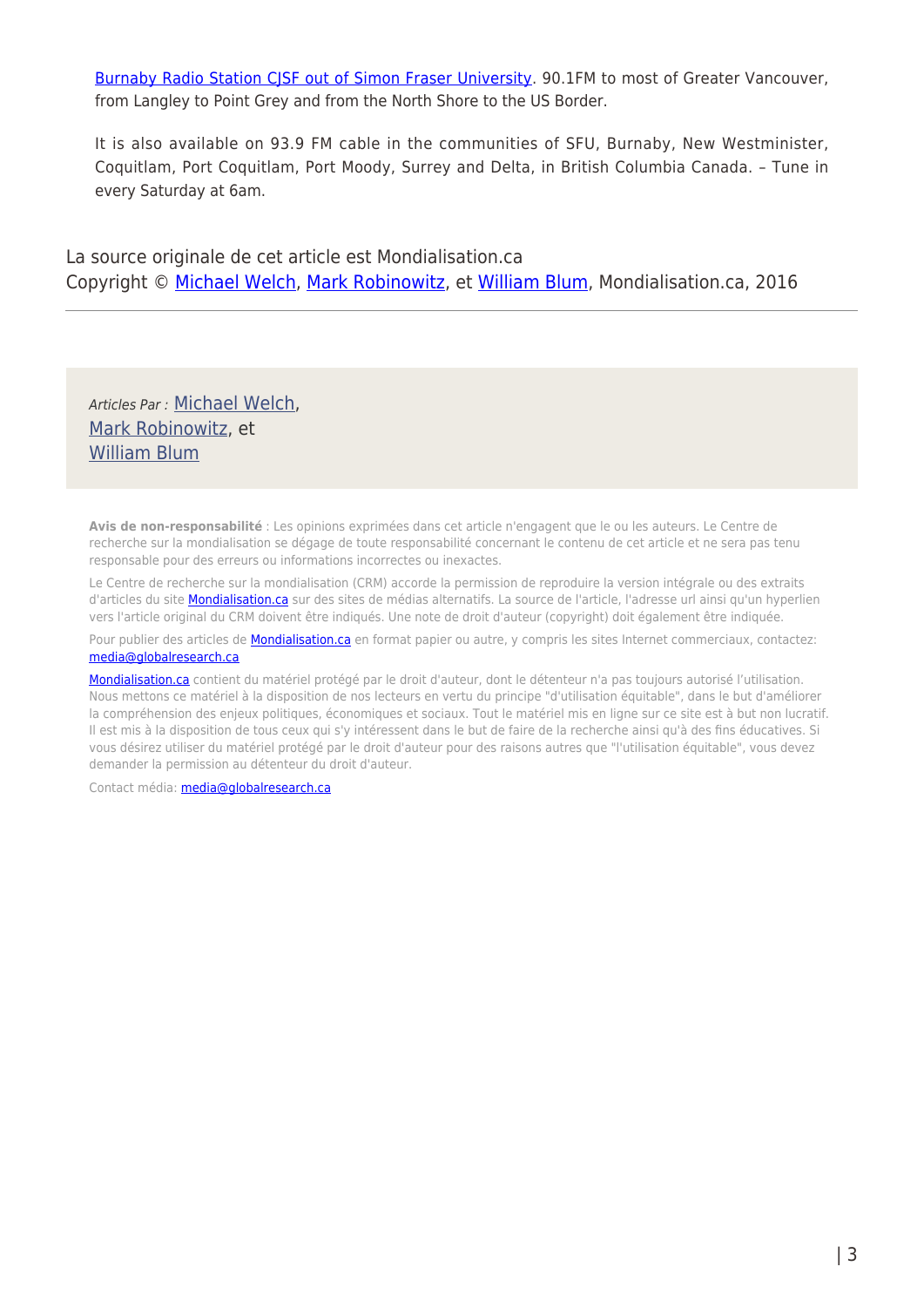[Burnaby Radio Station CJSF out of Simon Fraser University](). 90.1FM to most of Greater Vancouver, from Langley to Point Grey and from the North Shore to the US Border.

It is also available on 93.9 FM cable in the communities of SFU, Burnaby, New Westminister, Coquitlam, Port Coquitlam, Port Moody, Surrey and Delta, in British Columbia Canada. – Tune in every Saturday at 6am.

La source originale de cet article est Mondialisation.ca
Copyright © Michael Welch, Mark Robinowitz, et William Blum, Mondialisation.ca, 2016

---

*Articles Par :* Michael Welch,
Mark Robinowitz, et
William Blum

**Avis de non-responsabilité** : Les opinions exprimées dans cet article n'engagent que le ou les auteurs. Le Centre de recherche sur la mondialisation se dégage de toute responsabilité concernant le contenu de cet article et ne sera pas tenu responsable pour des erreurs ou informations incorrectes ou inexactes.

Le Centre de recherche sur la mondialisation (CRM) accorde la permission de reproduire la version intégrale ou des extraits d'articles du site Mondialisation.ca sur des sites de médias alternatifs. La source de l'article, l'adresse url ainsi qu'un hyperlien vers l'article original du CRM doivent être indiqués. Une note de droit d'auteur (copyright) doit également être indiquée.

Pour publier des articles de Mondialisation.ca en format papier ou autre, y compris les sites Internet commerciaux, contactez: media@globalresearch.ca

Mondialisation.ca contient du matériel protégé par le droit d'auteur, dont le détenteur n'a pas toujours autorisé l'utilisation. Nous mettons ce matériel à la disposition de nos lecteurs en vertu du principe "d'utilisation équitable", dans le but d'améliorer la compréhension des enjeux politiques, économiques et sociaux. Tout le matériel mis en ligne sur ce site est à but non lucratif. Il est mis à la disposition de tous ceux qui s'y intéressent dans le but de faire de la recherche ainsi qu'à des fins éducatives. Si vous désirez utiliser du matériel protégé par le droit d'auteur pour des raisons autres que "l'utilisation équitable", vous devez demander la permission au détenteur du droit d'auteur.

Contact média: media@globalresearch.ca